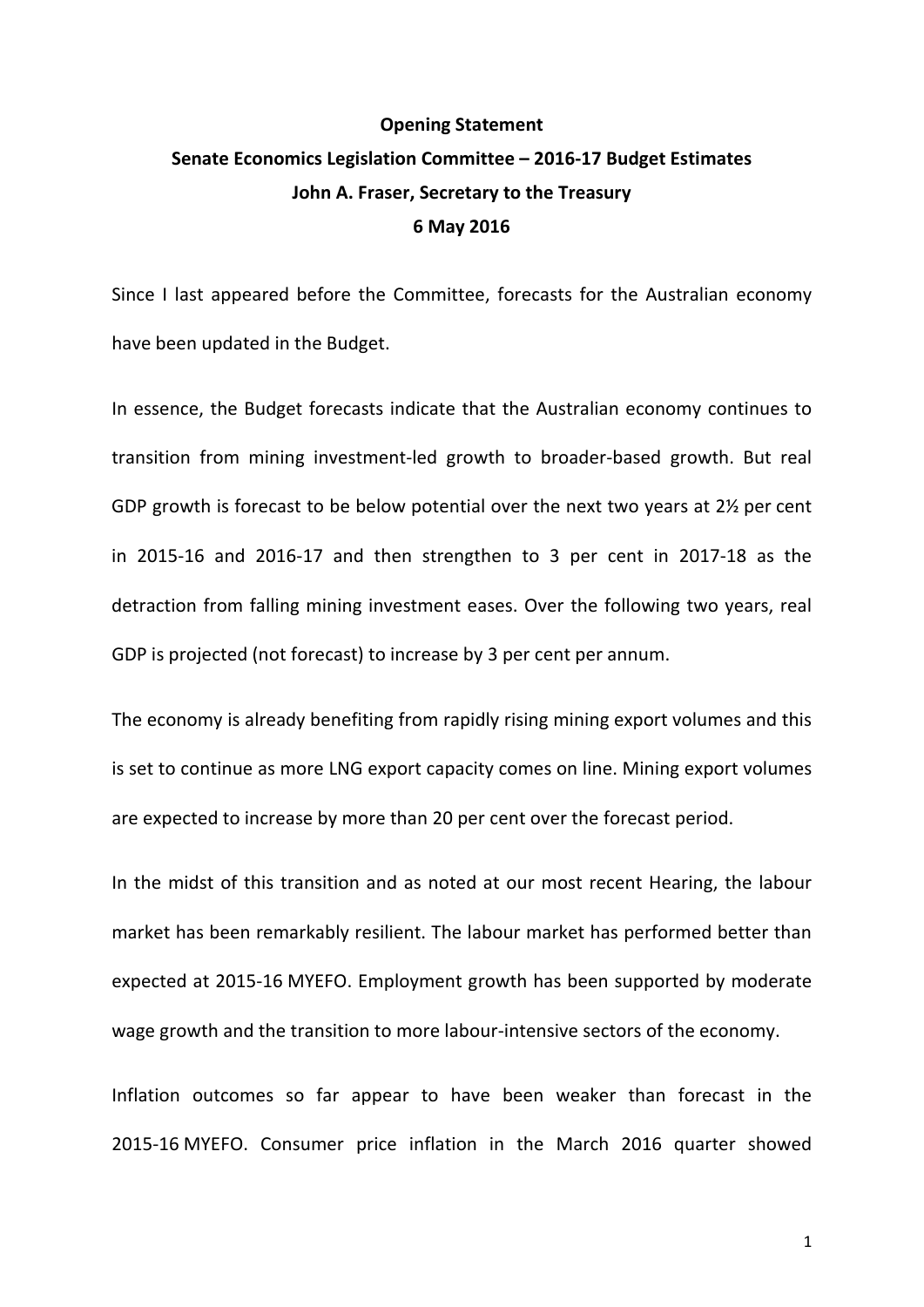**Opening Statement**

**Senate Economics Legislation Committee – 2016-17 Budget Estimates**

**John A. Fraser, Secretary to the Treasury**

**6 May 2016**

Since I last appeared before the Committee, forecasts for the Australian economy have been updated in the Budget.

In essence, the Budget forecasts indicate that the Australian economy continues to transition from mining investment-led growth to broader-based growth. But real GDP growth is forecast to be below potential over the next two years at 2½ per cent in 2015-16 and 2016-17 and then strengthen to 3 per cent in 2017-18 as the detraction from falling mining investment eases. Over the following two years, real GDP is projected (not forecast) to increase by 3 per cent per annum.

The economy is already benefiting from rapidly rising mining export volumes and this is set to continue as more LNG export capacity comes on line. Mining export volumes are expected to increase by more than 20 per cent over the forecast period.

In the midst of this transition and as noted at our most recent Hearing, the labour market has been remarkably resilient. The labour market has performed better than expected at 2015-16 MYEFO. Employment growth has been supported by moderate wage growth and the transition to more labour-intensive sectors of the economy.

Inflation outcomes so far appear to have been weaker than forecast in the 2015-16 MYEFO. Consumer price inflation in the March 2016 quarter showed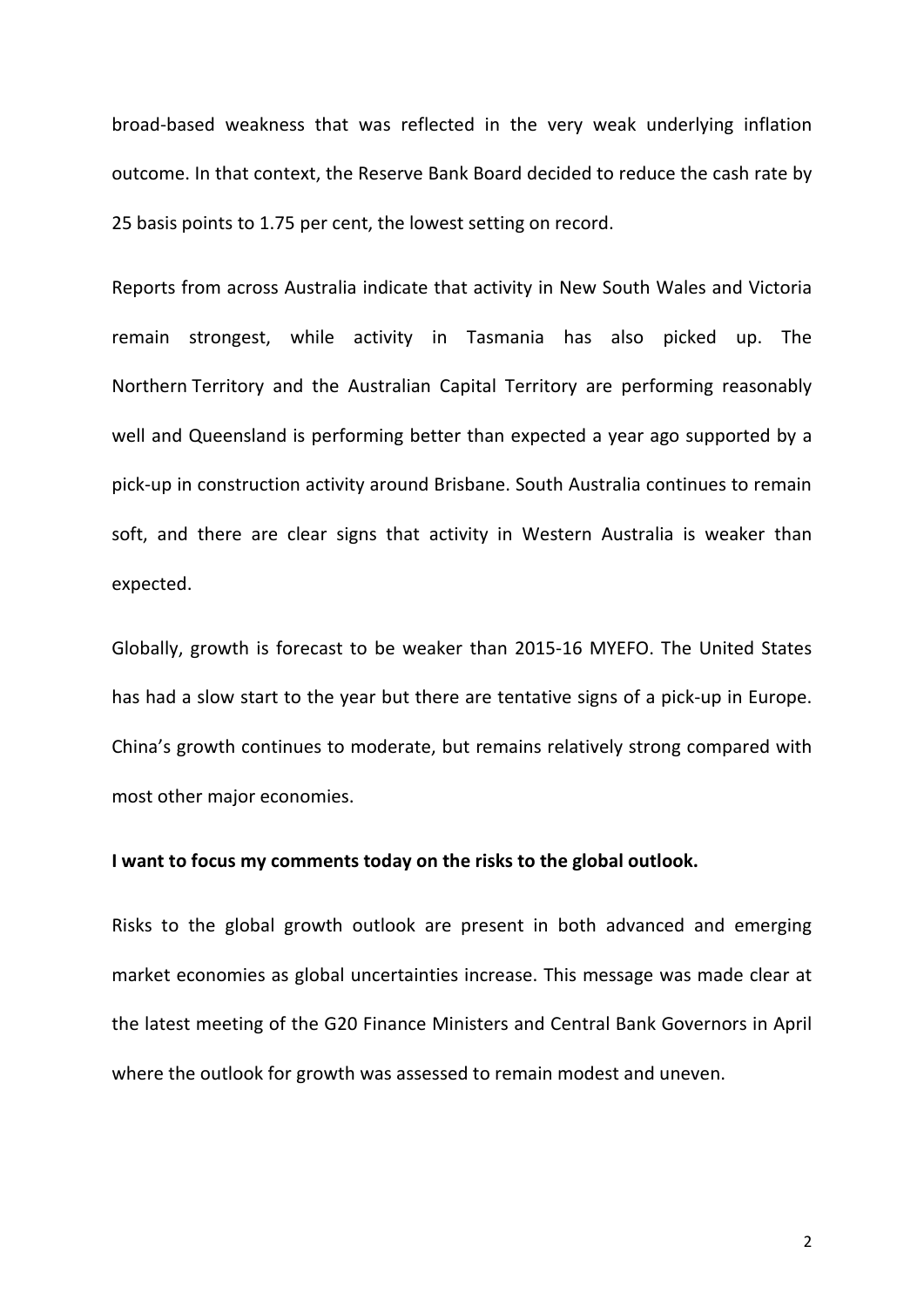broad-based weakness that was reflected in the very weak underlying inflation outcome. In that context, the Reserve Bank Board decided to reduce the cash rate by 25 basis points to 1.75 per cent, the lowest setting on record.

Reports from across Australia indicate that activity in New South Wales and Victoria remain strongest, while activity in Tasmania has also picked up. The Northern Territory and the Australian Capital Territory are performing reasonably well and Queensland is performing better than expected a year ago supported by a pick-up in construction activity around Brisbane. South Australia continues to remain soft, and there are clear signs that activity in Western Australia is weaker than expected.

Globally, growth is forecast to be weaker than 2015-16 MYEFO. The United States has had a slow start to the year but there are tentative signs of a pick-up in Europe. China's growth continues to moderate, but remains relatively strong compared with most other major economies.

**I want to focus my comments today on the risks to the global outlook.**

Risks to the global growth outlook are present in both advanced and emerging market economies as global uncertainties increase. This message was made clear at the latest meeting of the G20 Finance Ministers and Central Bank Governors in April where the outlook for growth was assessed to remain modest and uneven.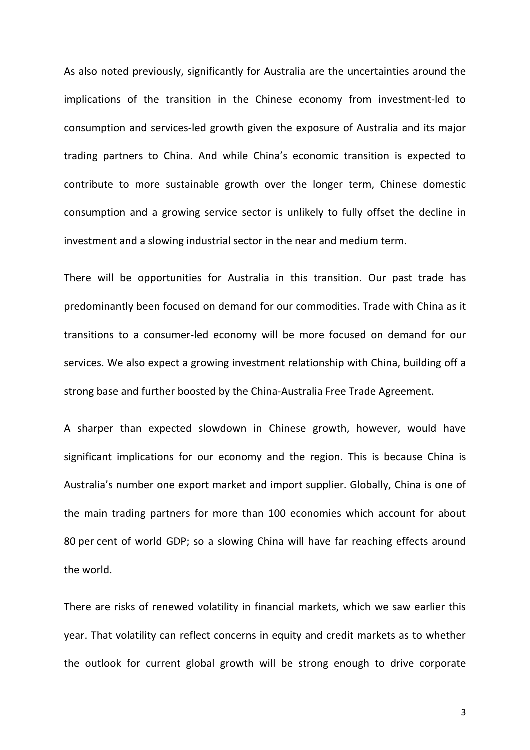As also noted previously, significantly for Australia are the uncertainties around the implications of the transition in the Chinese economy from investment-led to consumption and services-led growth given the exposure of Australia and its major trading partners to China. And while China's economic transition is expected to contribute to more sustainable growth over the longer term, Chinese domestic consumption and a growing service sector is unlikely to fully offset the decline in investment and a slowing industrial sector in the near and medium term.

There will be opportunities for Australia in this transition. Our past trade has predominantly been focused on demand for our commodities. Trade with China as it transitions to a consumer-led economy will be more focused on demand for our services. We also expect a growing investment relationship with China, building off a strong base and further boosted by the China-Australia Free Trade Agreement.

A sharper than expected slowdown in Chinese growth, however, would have significant implications for our economy and the region. This is because China is Australia's number one export market and import supplier. Globally, China is one of the main trading partners for more than 100 economies which account for about 80 per cent of world GDP; so a slowing China will have far reaching effects around the world.

There are risks of renewed volatility in financial markets, which we saw earlier this year. That volatility can reflect concerns in equity and credit markets as to whether the outlook for current global growth will be strong enough to drive corporate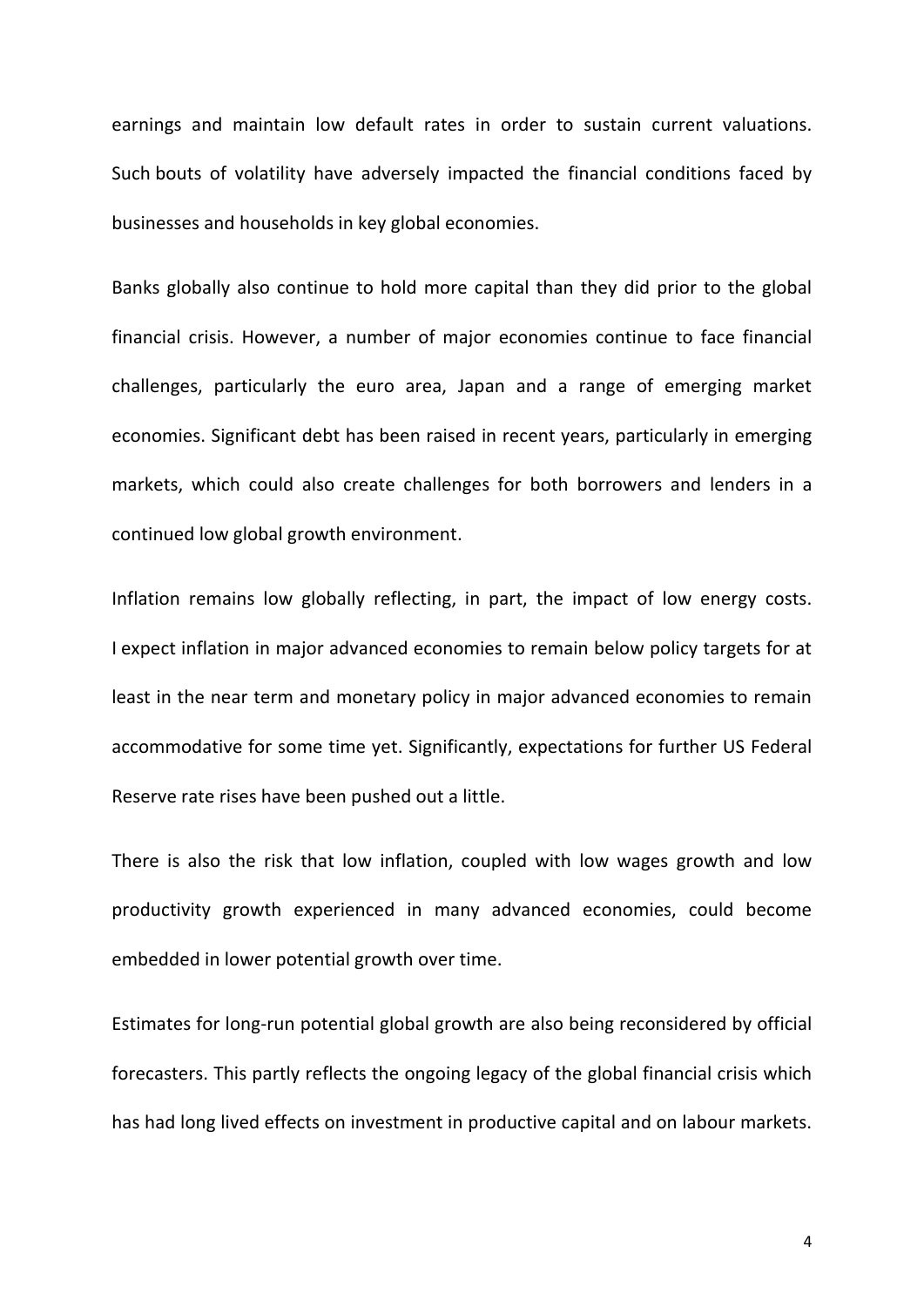earnings and maintain low default rates in order to sustain current valuations. Such bouts of volatility have adversely impacted the financial conditions faced by businesses and households in key global economies.

Banks globally also continue to hold more capital than they did prior to the global financial crisis. However, a number of major economies continue to face financial challenges, particularly the euro area, Japan and a range of emerging market economies. Significant debt has been raised in recent years, particularly in emerging markets, which could also create challenges for both borrowers and lenders in a continued low global growth environment.

Inflation remains low globally reflecting, in part, the impact of low energy costs. I expect inflation in major advanced economies to remain below policy targets for at least in the near term and monetary policy in major advanced economies to remain accommodative for some time yet. Significantly, expectations for further US Federal Reserve rate rises have been pushed out a little.

There is also the risk that low inflation, coupled with low wages growth and low productivity growth experienced in many advanced economies, could become embedded in lower potential growth over time.

Estimates for long-run potential global growth are also being reconsidered by official forecasters. This partly reflects the ongoing legacy of the global financial crisis which has had long lived effects on investment in productive capital and on labour markets.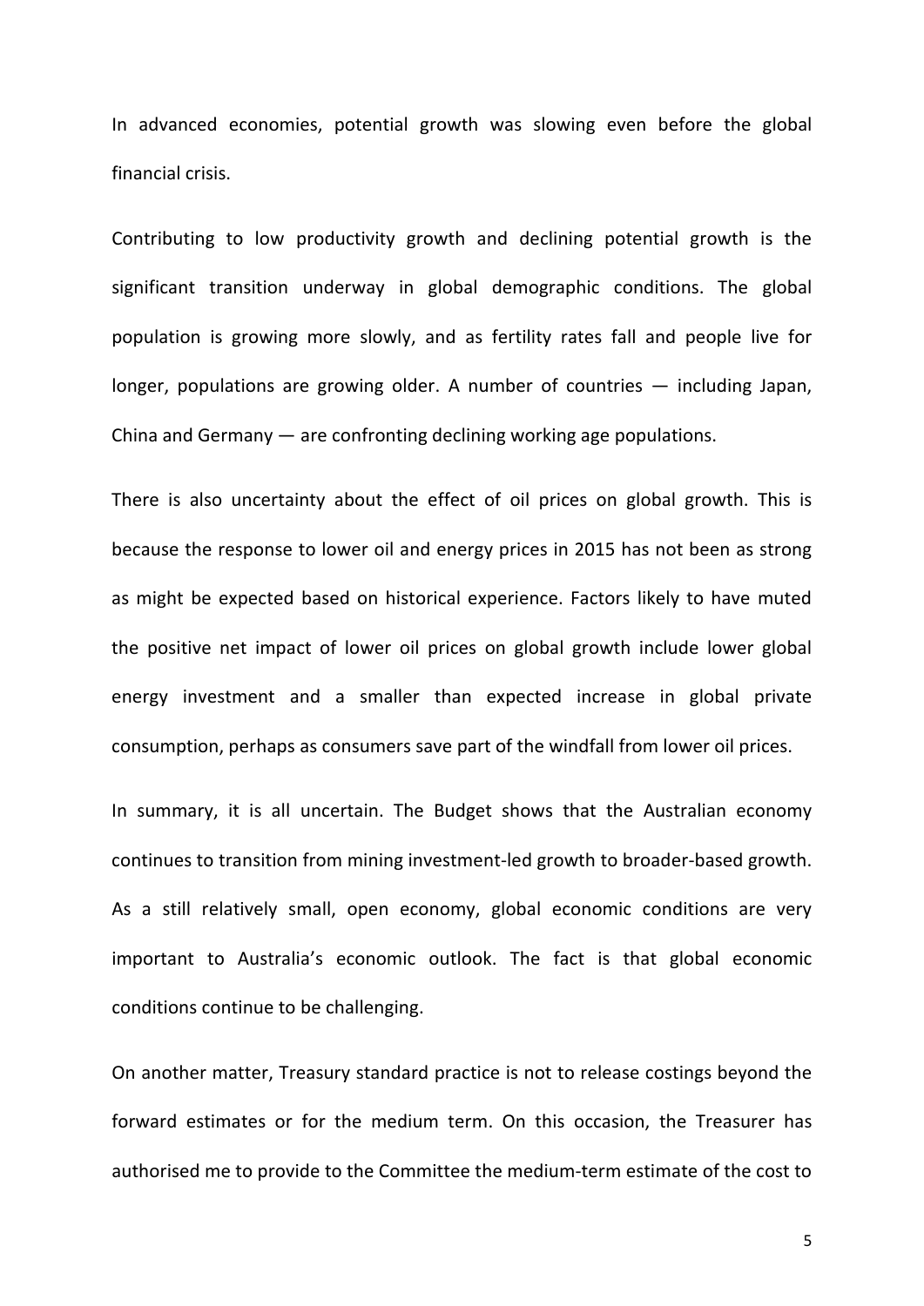In advanced economies, potential growth was slowing even before the global financial crisis.

Contributing to low productivity growth and declining potential growth is the significant transition underway in global demographic conditions. The global population is growing more slowly, and as fertility rates fall and people live for longer, populations are growing older. A number of countries — including Japan, China and Germany — are confronting declining working age populations.

There is also uncertainty about the effect of oil prices on global growth. This is because the response to lower oil and energy prices in 2015 has not been as strong as might be expected based on historical experience. Factors likely to have muted the positive net impact of lower oil prices on global growth include lower global energy investment and a smaller than expected increase in global private consumption, perhaps as consumers save part of the windfall from lower oil prices.

In summary, it is all uncertain. The Budget shows that the Australian economy continues to transition from mining investment-led growth to broader-based growth. As a still relatively small, open economy, global economic conditions are very important to Australia's economic outlook. The fact is that global economic conditions continue to be challenging.

On another matter, Treasury standard practice is not to release costings beyond the forward estimates or for the medium term. On this occasion, the Treasurer has authorised me to provide to the Committee the medium-term estimate of the cost to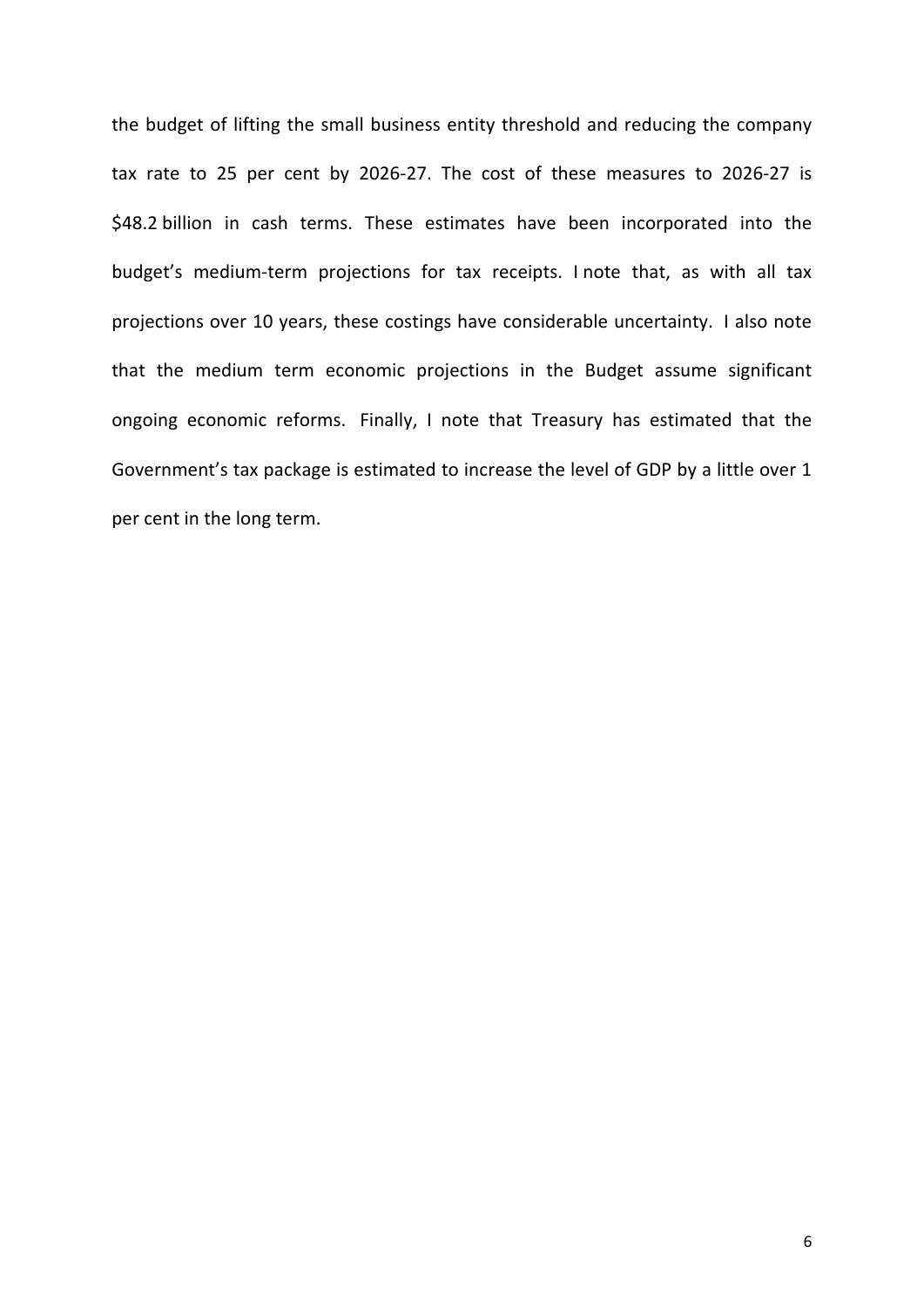the budget of lifting the small business entity threshold and reducing the company tax rate to 25 per cent by 2026-27. The cost of these measures to 2026-27 is $48.2 billion in cash terms. These estimates have been incorporated into the budget's medium-term projections for tax receipts. I note that, as with all tax projections over 10 years, these costings have considerable uncertainty. I also note that the medium term economic projections in the Budget assume significant ongoing economic reforms. Finally, I note that Treasury has estimated that the Government's tax package is estimated to increase the level of GDP by a little over 1 per cent in the long term.